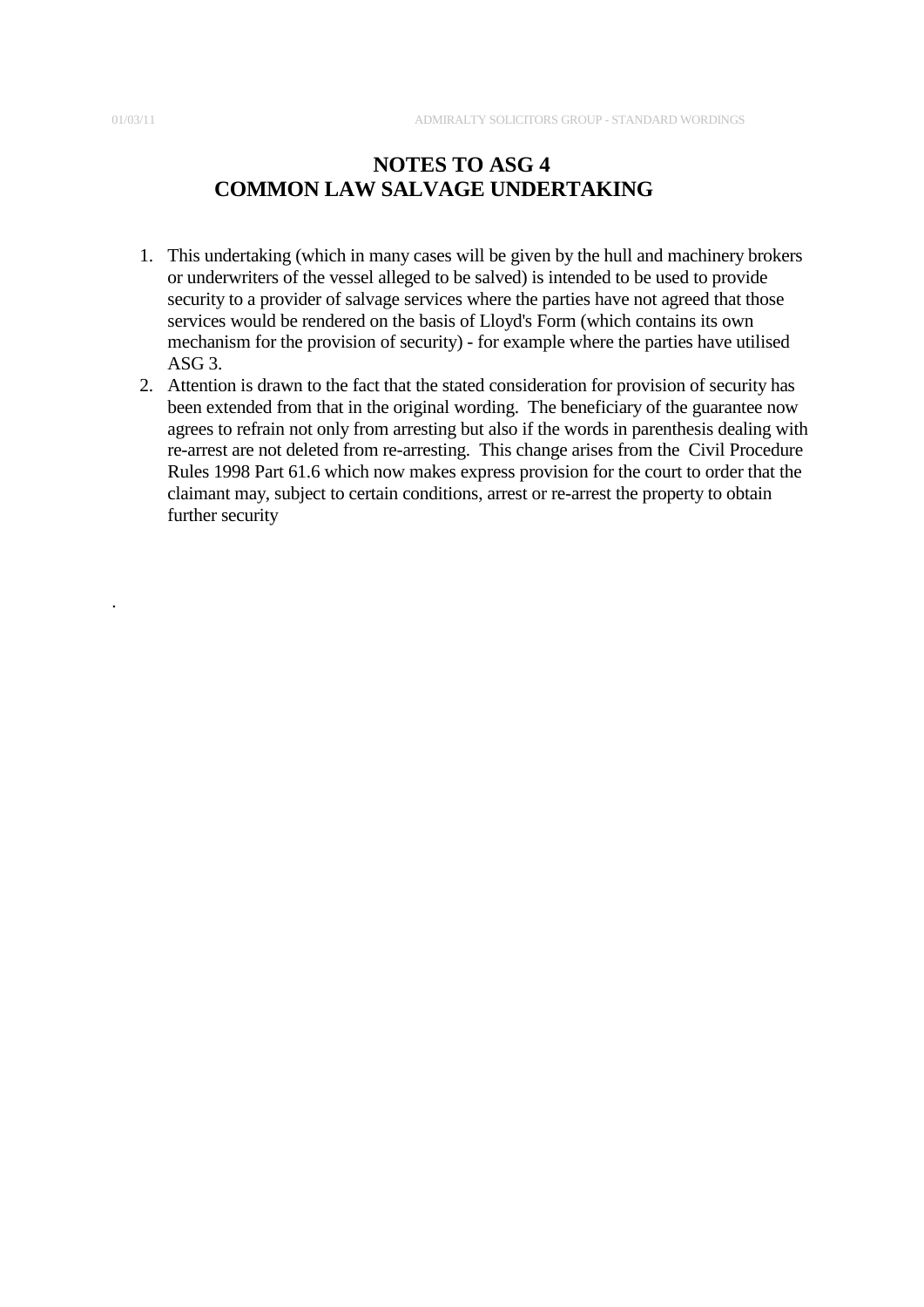# NOTES TO ASG 4
# COMMON LAW SALVAGE UNDERTAKING

1. This undertaking (which in many cases will be given by the hull and machinery brokers or underwriters of the vessel alleged to be salved) is intended to be used to provide security to a provider of salvage services where the parties have not agreed that those services would be rendered on the basis of Lloyd's Form (which contains its own mechanism for the provision of security) - for example where the parties have utilised ASG 3.
2. Attention is drawn to the fact that the stated consideration for provision of security has been extended from that in the original wording. The beneficiary of the guarantee now agrees to refrain not only from arresting but also if the words in parenthesis dealing with re-arrest are not deleted from re-arresting. This change arises from the Civil Procedure Rules 1998 Part 61.6 which now makes express provision for the court to order that the claimant may, subject to certain conditions, arrest or re-arrest the property to obtain further security

.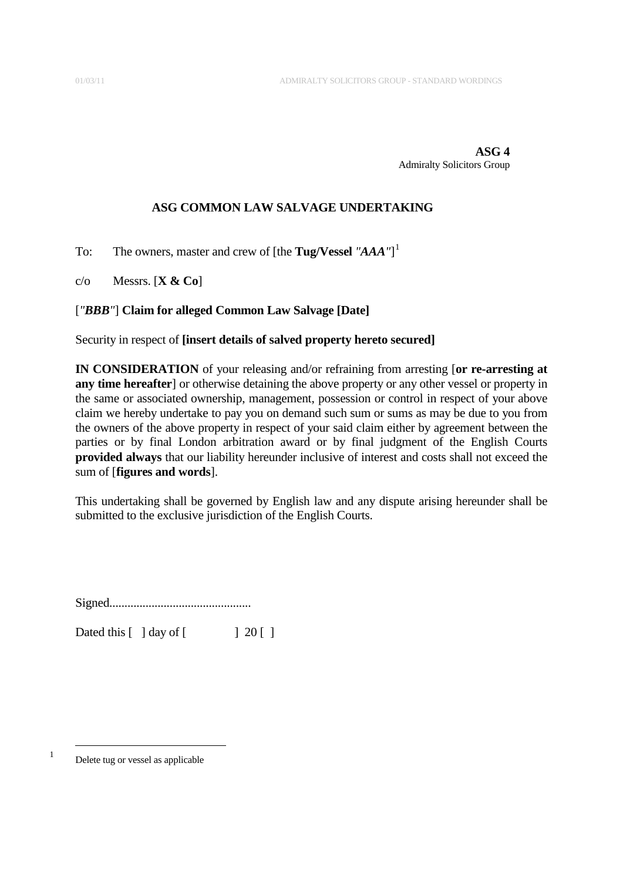**ASG 4**
Admiralty Solicitors Group

# ASG COMMON LAW SALVAGE UNDERTAKING

To: The owners, master and crew of [the **Tug/Vessel** ***"AAA"***][1]

c/o Messrs. [**X & Co**]

[***"BBB"***] **Claim for alleged Common Law Salvage [Date]**

Security in respect of **[insert details of salved property hereto secured]**

**IN CONSIDERATION** of your releasing and/or refraining from arresting [**or re-arresting at any time hereafter**] or otherwise detaining the above property or any other vessel or property in the same or associated ownership, management, possession or control in respect of your above claim we hereby undertake to pay you on demand such sum or sums as may be due to you from the owners of the above property in respect of your said claim either by agreement between the parties or by final London arbitration award or by final judgment of the English Courts **provided always** that our liability hereunder inclusive of interest and costs shall not exceed the sum of [**figures and words**].

This undertaking shall be governed by English law and any dispute arising hereunder shall be submitted to the exclusive jurisdiction of the English Courts.

Signed...............................................

Dated this [ ] day of [ ] 20 [ ]

---

[1] Delete tug or vessel as applicable